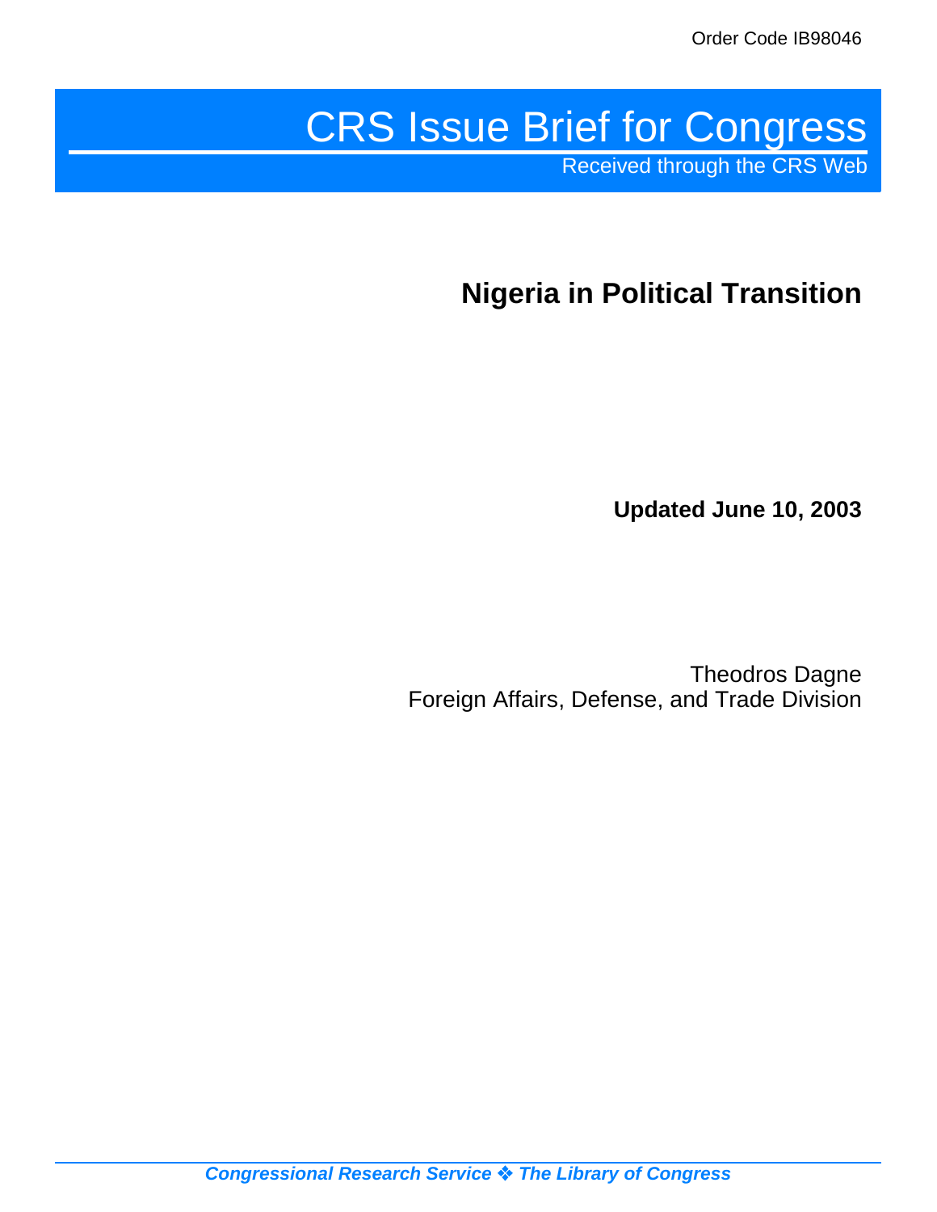Order Code IB98046

# CRS Issue Brief for Congress

Received through the CRS Web

## Nigeria in Political Transition

**Updated June 10, 2003**

Theodros Dagne
Foreign Affairs, Defense, and Trade Division

*Congressional Research Service ❖ The Library of Congress*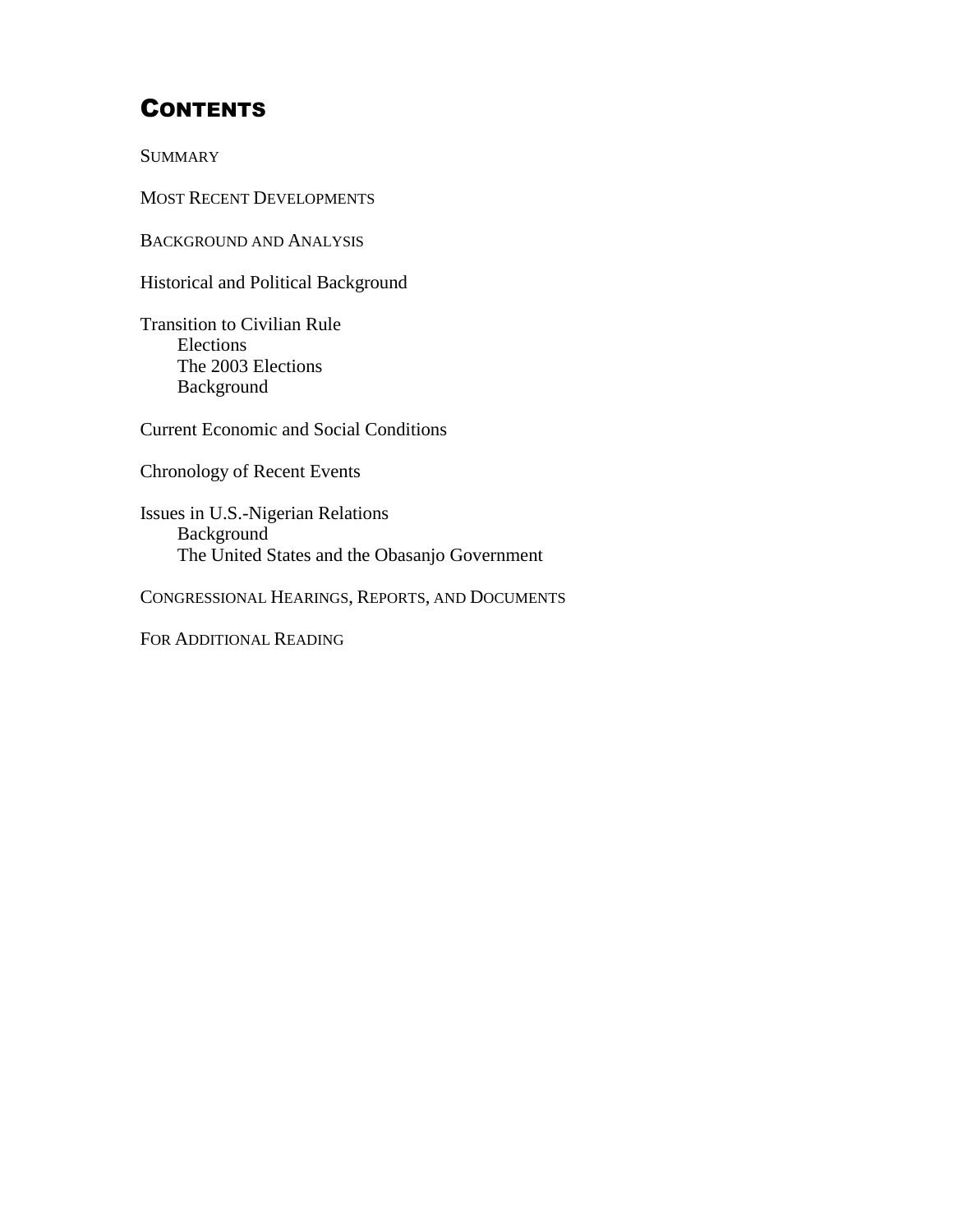# Contents

Summary

Most Recent Developments

Background and Analysis

Historical and Political Background

Transition to Civilian Rule
- Elections
- The 2003 Elections
- Background

Current Economic and Social Conditions

Chronology of Recent Events

Issues in U.S.-Nigerian Relations
- Background
- The United States and the Obasanjo Government

Congressional Hearings, Reports, and Documents

For Additional Reading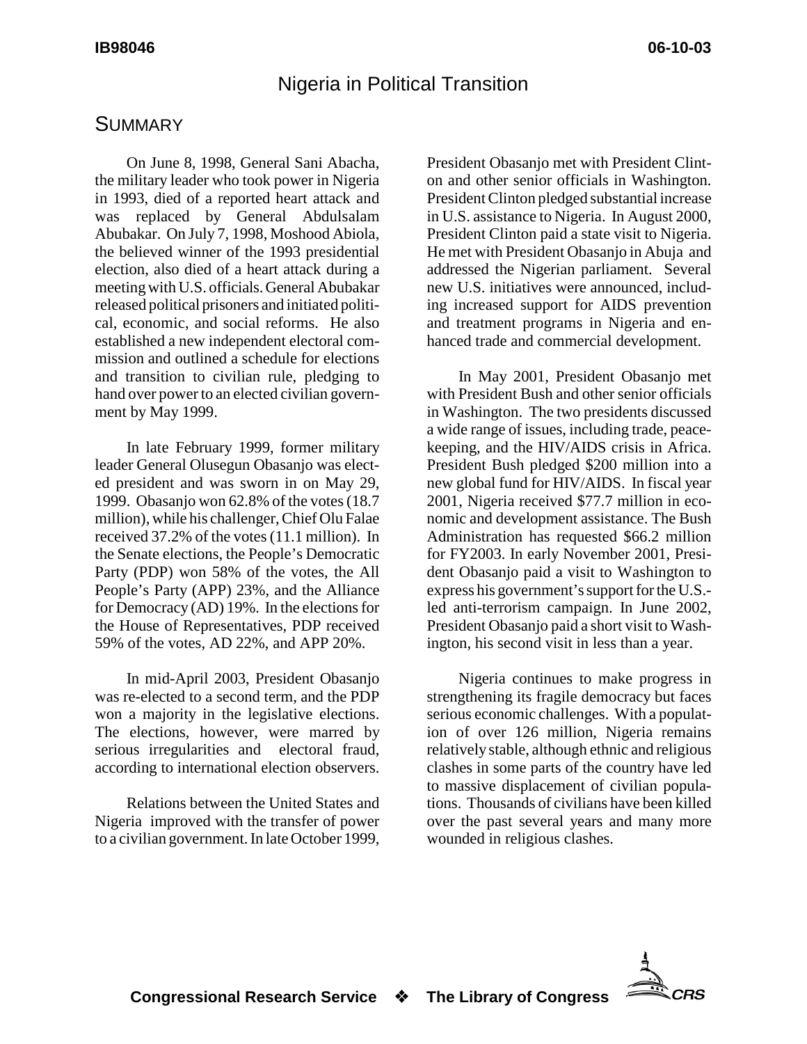# Nigeria in Political Transition

## Summary

On June 8, 1998, General Sani Abacha, the military leader who took power in Nigeria in 1993, died of a reported heart attack and was replaced by General Abdulsalam Abubakar. On July 7, 1998, Moshood Abiola, the believed winner of the 1993 presidential election, also died of a heart attack during a meeting with U.S. officials. General Abubakar released political prisoners and initiated political, economic, and social reforms. He also established a new independent electoral commission and outlined a schedule for elections and transition to civilian rule, pledging to hand over power to an elected civilian government by May 1999.

In late February 1999, former military leader General Olusegun Obasanjo was elected president and was sworn in on May 29, 1999. Obasanjo won 62.8% of the votes (18.7 million), while his challenger, Chief Olu Falae received 37.2% of the votes (11.1 million). In the Senate elections, the People's Democratic Party (PDP) won 58% of the votes, the All People's Party (APP) 23%, and the Alliance for Democracy (AD) 19%. In the elections for the House of Representatives, PDP received 59% of the votes, AD 22%, and APP 20%.

In mid-April 2003, President Obasanjo was re-elected to a second term, and the PDP won a majority in the legislative elections. The elections, however, were marred by serious irregularities and electoral fraud, according to international election observers.

Relations between the United States and Nigeria improved with the transfer of power to a civilian government. In late October 1999, President Obasanjo met with President Clinton and other senior officials in Washington. President Clinton pledged substantial increase in U.S. assistance to Nigeria. In August 2000, President Clinton paid a state visit to Nigeria. He met with President Obasanjo in Abuja and addressed the Nigerian parliament. Several new U.S. initiatives were announced, including increased support for AIDS prevention and treatment programs in Nigeria and enhanced trade and commercial development.

In May 2001, President Obasanjo met with President Bush and other senior officials in Washington. The two presidents discussed a wide range of issues, including trade, peacekeeping, and the HIV/AIDS crisis in Africa. President Bush pledged $200 million into a new global fund for HIV/AIDS. In fiscal year 2001, Nigeria received $77.7 million in economic and development assistance. The Bush Administration has requested $66.2 million for FY2003. In early November 2001, President Obasanjo paid a visit to Washington to express his government's support for the U.S.-led anti-terrorism campaign. In June 2002, President Obasanjo paid a short visit to Washington, his second visit in less than a year.

Nigeria continues to make progress in strengthening its fragile democracy but faces serious economic challenges. With a population of over 126 million, Nigeria remains relatively stable, although ethnic and religious clashes in some parts of the country have led to massive displacement of civilian populations. Thousands of civilians have been killed over the past several years and many more wounded in religious clashes.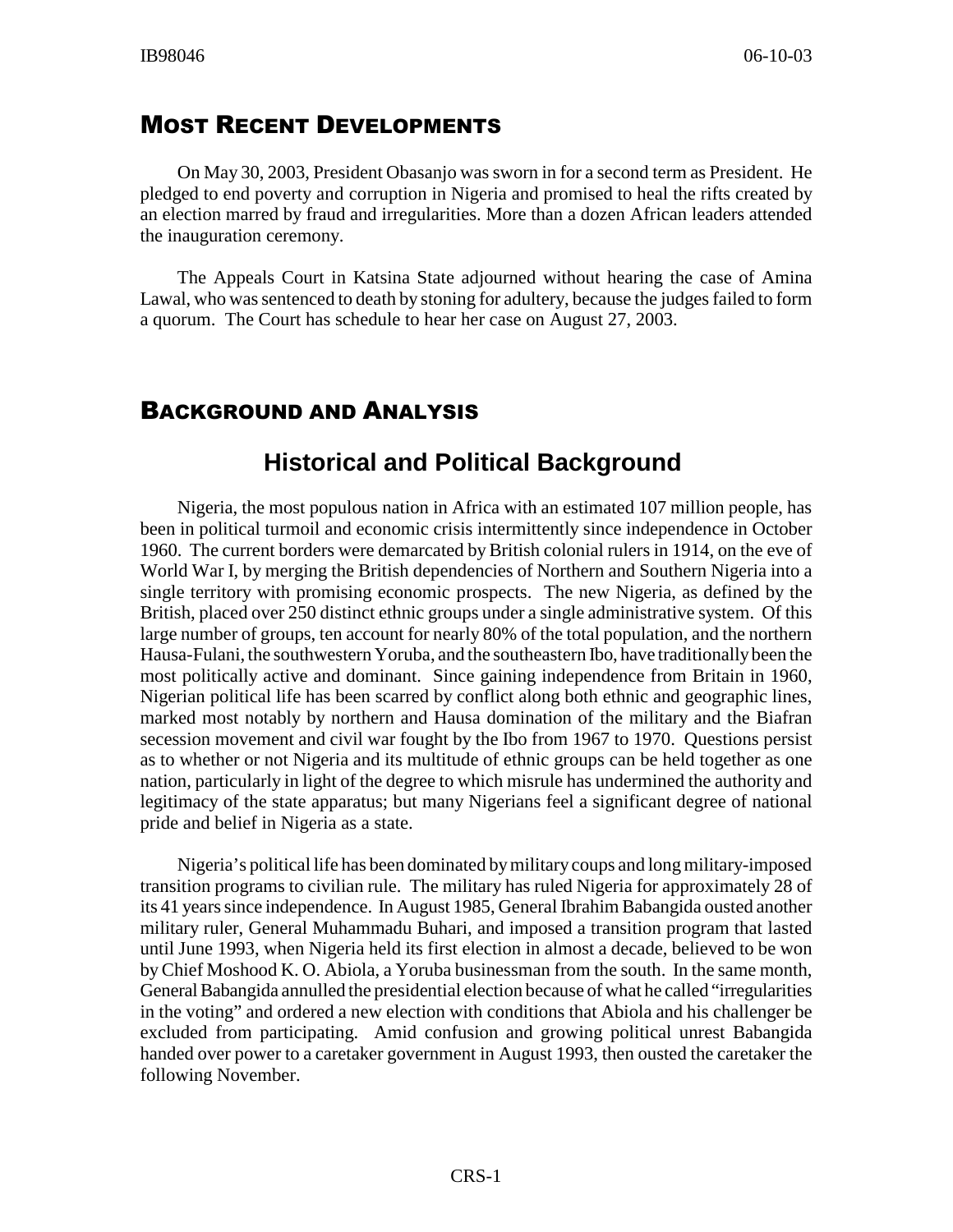## Most Recent Developments

On May 30, 2003, President Obasanjo was sworn in for a second term as President. He pledged to end poverty and corruption in Nigeria and promised to heal the rifts created by an election marred by fraud and irregularities. More than a dozen African leaders attended the inauguration ceremony.

The Appeals Court in Katsina State adjourned without hearing the case of Amina Lawal, who was sentenced to death by stoning for adultery, because the judges failed to form a quorum. The Court has schedule to hear her case on August 27, 2003.

## Background and Analysis

### Historical and Political Background

Nigeria, the most populous nation in Africa with an estimated 107 million people, has been in political turmoil and economic crisis intermittently since independence in October 1960. The current borders were demarcated by British colonial rulers in 1914, on the eve of World War I, by merging the British dependencies of Northern and Southern Nigeria into a single territory with promising economic prospects. The new Nigeria, as defined by the British, placed over 250 distinct ethnic groups under a single administrative system. Of this large number of groups, ten account for nearly 80% of the total population, and the northern Hausa-Fulani, the southwestern Yoruba, and the southeastern Ibo, have traditionally been the most politically active and dominant. Since gaining independence from Britain in 1960, Nigerian political life has been scarred by conflict along both ethnic and geographic lines, marked most notably by northern and Hausa domination of the military and the Biafran secession movement and civil war fought by the Ibo from 1967 to 1970. Questions persist as to whether or not Nigeria and its multitude of ethnic groups can be held together as one nation, particularly in light of the degree to which misrule has undermined the authority and legitimacy of the state apparatus; but many Nigerians feel a significant degree of national pride and belief in Nigeria as a state.

Nigeria's political life has been dominated by military coups and long military-imposed transition programs to civilian rule. The military has ruled Nigeria for approximately 28 of its 41 years since independence. In August 1985, General Ibrahim Babangida ousted another military ruler, General Muhammadu Buhari, and imposed a transition program that lasted until June 1993, when Nigeria held its first election in almost a decade, believed to be won by Chief Moshood K. O. Abiola, a Yoruba businessman from the south. In the same month, General Babangida annulled the presidential election because of what he called "irregularities in the voting" and ordered a new election with conditions that Abiola and his challenger be excluded from participating. Amid confusion and growing political unrest Babangida handed over power to a caretaker government in August 1993, then ousted the caretaker the following November.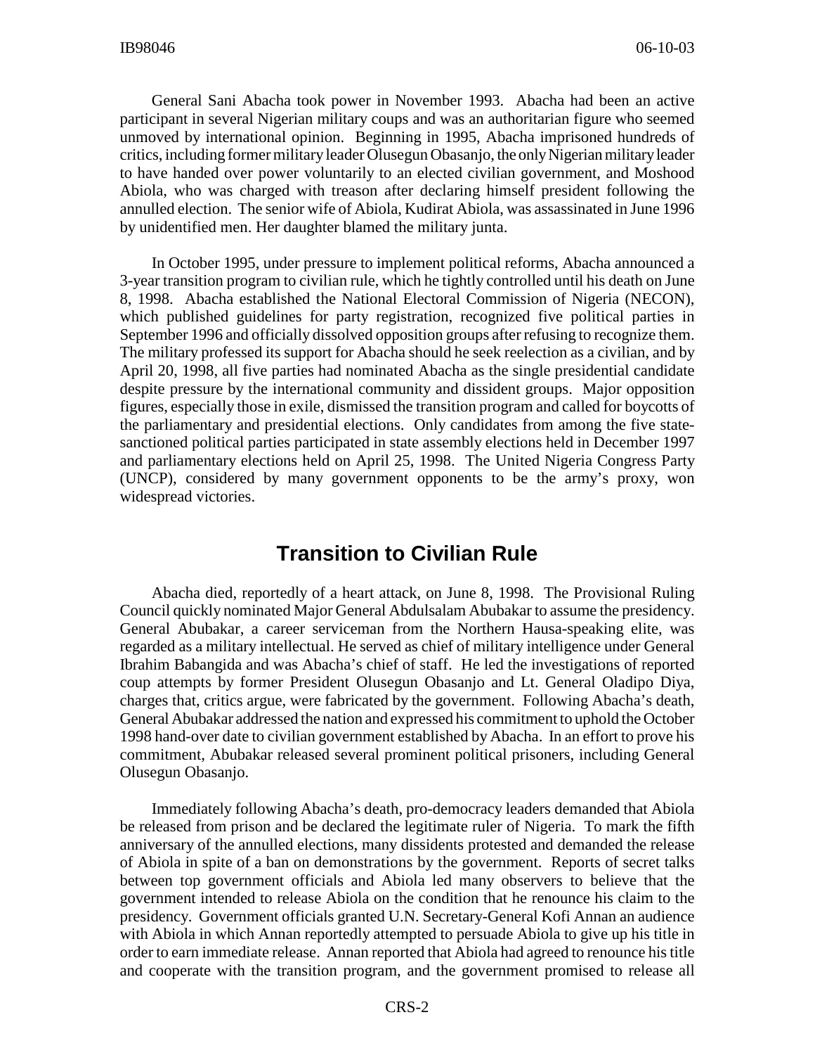General Sani Abacha took power in November 1993. Abacha had been an active participant in several Nigerian military coups and was an authoritarian figure who seemed unmoved by international opinion. Beginning in 1995, Abacha imprisoned hundreds of critics, including former military leader Olusegun Obasanjo, the only Nigerian military leader to have handed over power voluntarily to an elected civilian government, and Moshood Abiola, who was charged with treason after declaring himself president following the annulled election. The senior wife of Abiola, Kudirat Abiola, was assassinated in June 1996 by unidentified men. Her daughter blamed the military junta.

In October 1995, under pressure to implement political reforms, Abacha announced a 3-year transition program to civilian rule, which he tightly controlled until his death on June 8, 1998. Abacha established the National Electoral Commission of Nigeria (NECON), which published guidelines for party registration, recognized five political parties in September 1996 and officially dissolved opposition groups after refusing to recognize them. The military professed its support for Abacha should he seek reelection as a civilian, and by April 20, 1998, all five parties had nominated Abacha as the single presidential candidate despite pressure by the international community and dissident groups. Major opposition figures, especially those in exile, dismissed the transition program and called for boycotts of the parliamentary and presidential elections. Only candidates from among the five state-sanctioned political parties participated in state assembly elections held in December 1997 and parliamentary elections held on April 25, 1998. The United Nigeria Congress Party (UNCP), considered by many government opponents to be the army's proxy, won widespread victories.

## Transition to Civilian Rule

Abacha died, reportedly of a heart attack, on June 8, 1998. The Provisional Ruling Council quickly nominated Major General Abdulsalam Abubakar to assume the presidency. General Abubakar, a career serviceman from the Northern Hausa-speaking elite, was regarded as a military intellectual. He served as chief of military intelligence under General Ibrahim Babangida and was Abacha's chief of staff. He led the investigations of reported coup attempts by former President Olusegun Obasanjo and Lt. General Oladipo Diya, charges that, critics argue, were fabricated by the government. Following Abacha's death, General Abubakar addressed the nation and expressed his commitment to uphold the October 1998 hand-over date to civilian government established by Abacha. In an effort to prove his commitment, Abubakar released several prominent political prisoners, including General Olusegun Obasanjo.

Immediately following Abacha's death, pro-democracy leaders demanded that Abiola be released from prison and be declared the legitimate ruler of Nigeria. To mark the fifth anniversary of the annulled elections, many dissidents protested and demanded the release of Abiola in spite of a ban on demonstrations by the government. Reports of secret talks between top government officials and Abiola led many observers to believe that the government intended to release Abiola on the condition that he renounce his claim to the presidency. Government officials granted U.N. Secretary-General Kofi Annan an audience with Abiola in which Annan reportedly attempted to persuade Abiola to give up his title in order to earn immediate release. Annan reported that Abiola had agreed to renounce his title and cooperate with the transition program, and the government promised to release all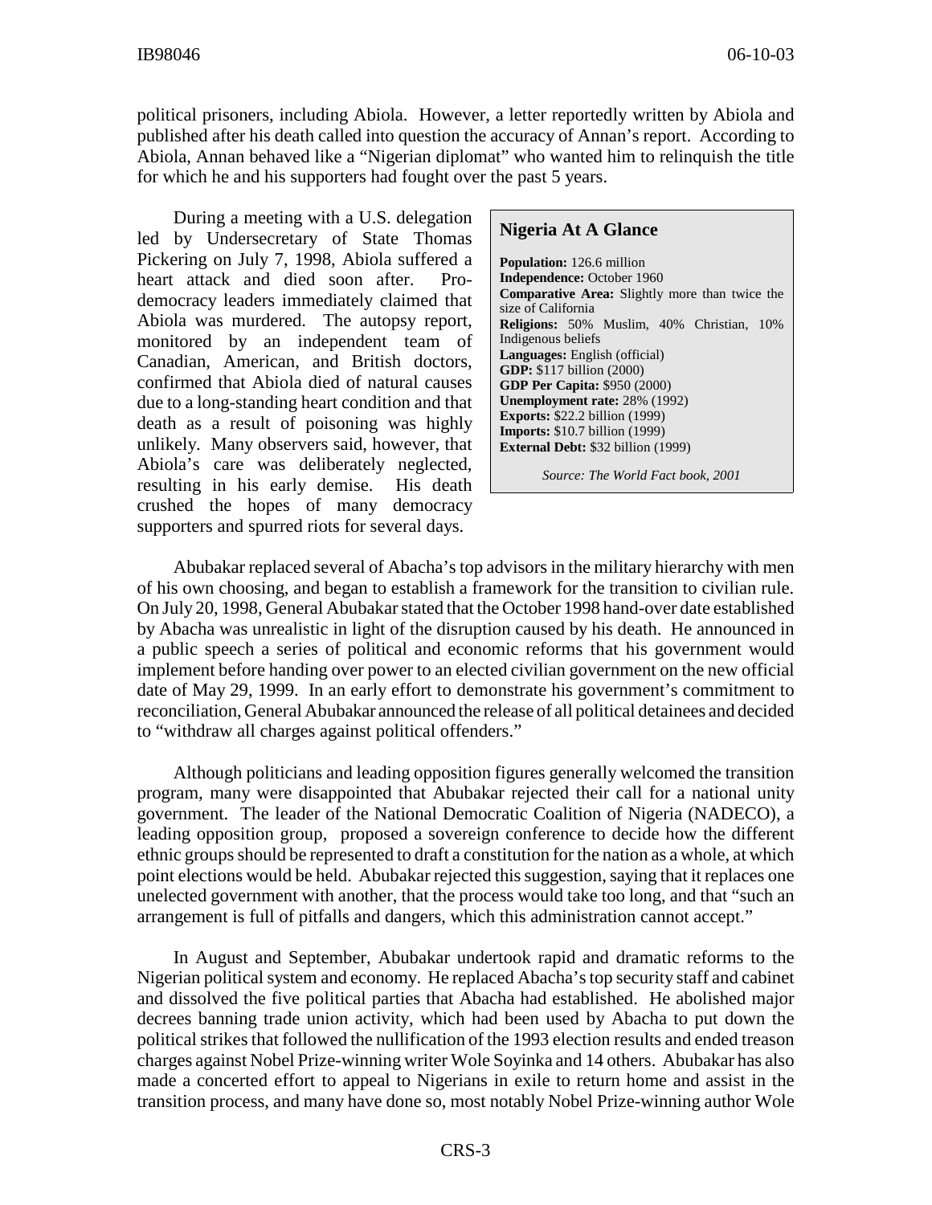political prisoners, including Abiola. However, a letter reportedly written by Abiola and published after his death called into question the accuracy of Annan's report. According to Abiola, Annan behaved like a "Nigerian diplomat" who wanted him to relinquish the title for which he and his supporters had fought over the past 5 years.

During a meeting with a U.S. delegation led by Undersecretary of State Thomas Pickering on July 7, 1998, Abiola suffered a heart attack and died soon after. Pro-democracy leaders immediately claimed that Abiola was murdered. The autopsy report, monitored by an independent team of Canadian, American, and British doctors, confirmed that Abiola died of natural causes due to a long-standing heart condition and that death as a result of poisoning was highly unlikely. Many observers said, however, that Abiola's care was deliberately neglected, resulting in his early demise. His death crushed the hopes of many democracy supporters and spurred riots for several days.

> ### Nigeria At A Glance
>
> **Population:** 126.6 million
> **Independence:** October 1960
> **Comparative Area:** Slightly more than twice the size of California
> **Religions:** 50% Muslim, 40% Christian, 10% Indigenous beliefs
> **Languages:** English (official)
> **GDP:** $117 billion (2000)
> **GDP Per Capita:** $950 (2000)
> **Unemployment rate:** 28% (1992)
> **Exports:** $22.2 billion (1999)
> **Imports:** $10.7 billion (1999)
> **External Debt:** $32 billion (1999)
>
> *Source: The World Fact book, 2001*

Abubakar replaced several of Abacha's top advisors in the military hierarchy with men of his own choosing, and began to establish a framework for the transition to civilian rule. On July 20, 1998, General Abubakar stated that the October 1998 hand-over date established by Abacha was unrealistic in light of the disruption caused by his death. He announced in a public speech a series of political and economic reforms that his government would implement before handing over power to an elected civilian government on the new official date of May 29, 1999. In an early effort to demonstrate his government's commitment to reconciliation, General Abubakar announced the release of all political detainees and decided to "withdraw all charges against political offenders."

Although politicians and leading opposition figures generally welcomed the transition program, many were disappointed that Abubakar rejected their call for a national unity government. The leader of the National Democratic Coalition of Nigeria (NADECO), a leading opposition group, proposed a sovereign conference to decide how the different ethnic groups should be represented to draft a constitution for the nation as a whole, at which point elections would be held. Abubakar rejected this suggestion, saying that it replaces one unelected government with another, that the process would take too long, and that "such an arrangement is full of pitfalls and dangers, which this administration cannot accept."

In August and September, Abubakar undertook rapid and dramatic reforms to the Nigerian political system and economy. He replaced Abacha's top security staff and cabinet and dissolved the five political parties that Abacha had established. He abolished major decrees banning trade union activity, which had been used by Abacha to put down the political strikes that followed the nullification of the 1993 election results and ended treason charges against Nobel Prize-winning writer Wole Soyinka and 14 others. Abubakar has also made a concerted effort to appeal to Nigerians in exile to return home and assist in the transition process, and many have done so, most notably Nobel Prize-winning author Wole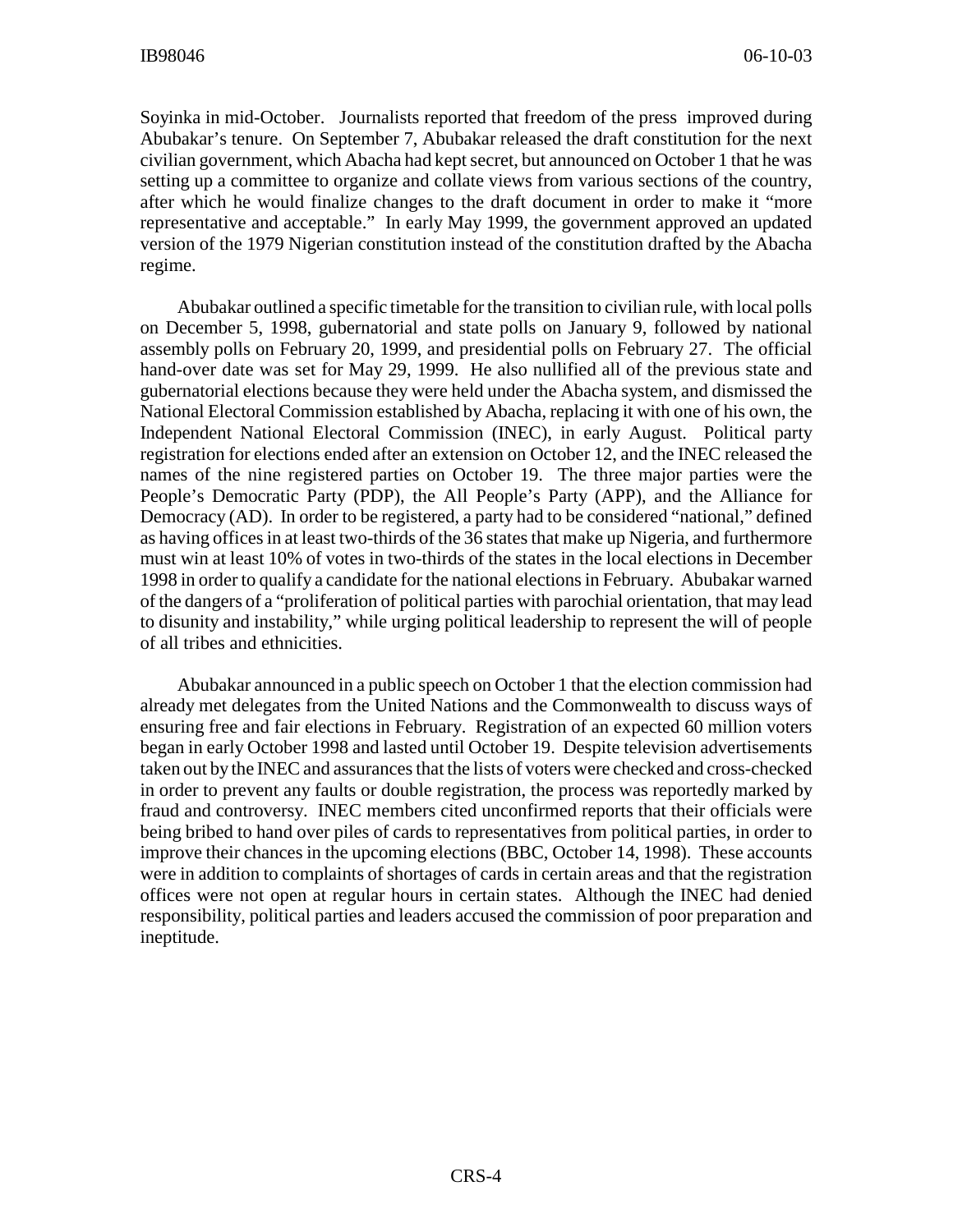Soyinka in mid-October. Journalists reported that freedom of the press improved during Abubakar's tenure. On September 7, Abubakar released the draft constitution for the next civilian government, which Abacha had kept secret, but announced on October 1 that he was setting up a committee to organize and collate views from various sections of the country, after which he would finalize changes to the draft document in order to make it "more representative and acceptable." In early May 1999, the government approved an updated version of the 1979 Nigerian constitution instead of the constitution drafted by the Abacha regime.

Abubakar outlined a specific timetable for the transition to civilian rule, with local polls on December 5, 1998, gubernatorial and state polls on January 9, followed by national assembly polls on February 20, 1999, and presidential polls on February 27. The official hand-over date was set for May 29, 1999. He also nullified all of the previous state and gubernatorial elections because they were held under the Abacha system, and dismissed the National Electoral Commission established by Abacha, replacing it with one of his own, the Independent National Electoral Commission (INEC), in early August. Political party registration for elections ended after an extension on October 12, and the INEC released the names of the nine registered parties on October 19. The three major parties were the People's Democratic Party (PDP), the All People's Party (APP), and the Alliance for Democracy (AD). In order to be registered, a party had to be considered "national," defined as having offices in at least two-thirds of the 36 states that make up Nigeria, and furthermore must win at least 10% of votes in two-thirds of the states in the local elections in December 1998 in order to qualify a candidate for the national elections in February. Abubakar warned of the dangers of a "proliferation of political parties with parochial orientation, that may lead to disunity and instability," while urging political leadership to represent the will of people of all tribes and ethnicities.

Abubakar announced in a public speech on October 1 that the election commission had already met delegates from the United Nations and the Commonwealth to discuss ways of ensuring free and fair elections in February. Registration of an expected 60 million voters began in early October 1998 and lasted until October 19. Despite television advertisements taken out by the INEC and assurances that the lists of voters were checked and cross-checked in order to prevent any faults or double registration, the process was reportedly marked by fraud and controversy. INEC members cited unconfirmed reports that their officials were being bribed to hand over piles of cards to representatives from political parties, in order to improve their chances in the upcoming elections (BBC, October 14, 1998). These accounts were in addition to complaints of shortages of cards in certain areas and that the registration offices were not open at regular hours in certain states. Although the INEC had denied responsibility, political parties and leaders accused the commission of poor preparation and ineptitude.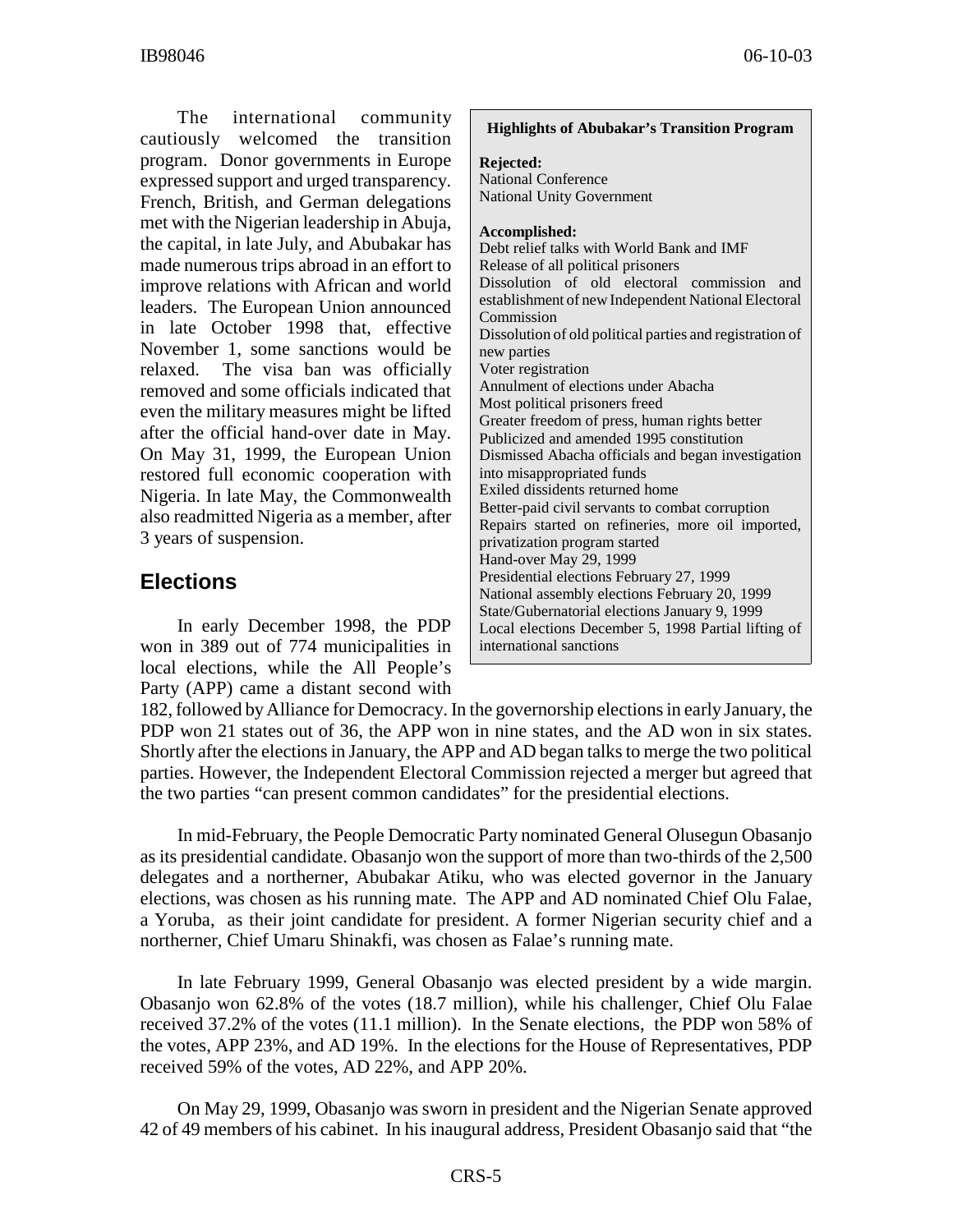The international community cautiously welcomed the transition program. Donor governments in Europe expressed support and urged transparency. French, British, and German delegations met with the Nigerian leadership in Abuja, the capital, in late July, and Abubakar has made numerous trips abroad in an effort to improve relations with African and world leaders. The European Union announced in late October 1998 that, effective November 1, some sanctions would be relaxed. The visa ban was officially removed and some officials indicated that even the military measures might be lifted after the official hand-over date in May. On May 31, 1999, the European Union restored full economic cooperation with Nigeria. In late May, the Commonwealth also readmitted Nigeria as a member, after 3 years of suspension.

> **Highlights of Abubakar's Transition Program**
>
> **Rejected:**
> National Conference
> National Unity Government
>
> **Accomplished:**
> Debt relief talks with World Bank and IMF
> Release of all political prisoners
> Dissolution of old electoral commission and establishment of new Independent National Electoral Commission
> Dissolution of old political parties and registration of new parties
> Voter registration
> Annulment of elections under Abacha
> Most political prisoners freed
> Greater freedom of press, human rights better
> Publicized and amended 1995 constitution
> Dismissed Abacha officials and began investigation into misappropriated funds
> Exiled dissidents returned home
> Better-paid civil servants to combat corruption
> Repairs started on refineries, more oil imported, privatization program started
> Hand-over May 29, 1999
> Presidential elections February 27, 1999
> National assembly elections February 20, 1999
> State/Gubernatorial elections January 9, 1999
> Local elections December 5, 1998 Partial lifting of international sanctions

## Elections

In early December 1998, the PDP won in 389 out of 774 municipalities in local elections, while the All People's Party (APP) came a distant second with 182, followed by Alliance for Democracy. In the governorship elections in early January, the PDP won 21 states out of 36, the APP won in nine states, and the AD won in six states. Shortly after the elections in January, the APP and AD began talks to merge the two political parties. However, the Independent Electoral Commission rejected a merger but agreed that the two parties "can present common candidates" for the presidential elections.

In mid-February, the People Democratic Party nominated General Olusegun Obasanjo as its presidential candidate. Obasanjo won the support of more than two-thirds of the 2,500 delegates and a northerner, Abubakar Atiku, who was elected governor in the January elections, was chosen as his running mate. The APP and AD nominated Chief Olu Falae, a Yoruba, as their joint candidate for president. A former Nigerian security chief and a northerner, Chief Umaru Shinakfi, was chosen as Falae's running mate.

In late February 1999, General Obasanjo was elected president by a wide margin. Obasanjo won 62.8% of the votes (18.7 million), while his challenger, Chief Olu Falae received 37.2% of the votes (11.1 million). In the Senate elections, the PDP won 58% of the votes, APP 23%, and AD 19%. In the elections for the House of Representatives, PDP received 59% of the votes, AD 22%, and APP 20%.

On May 29, 1999, Obasanjo was sworn in president and the Nigerian Senate approved 42 of 49 members of his cabinet. In his inaugural address, President Obasanjo said that "the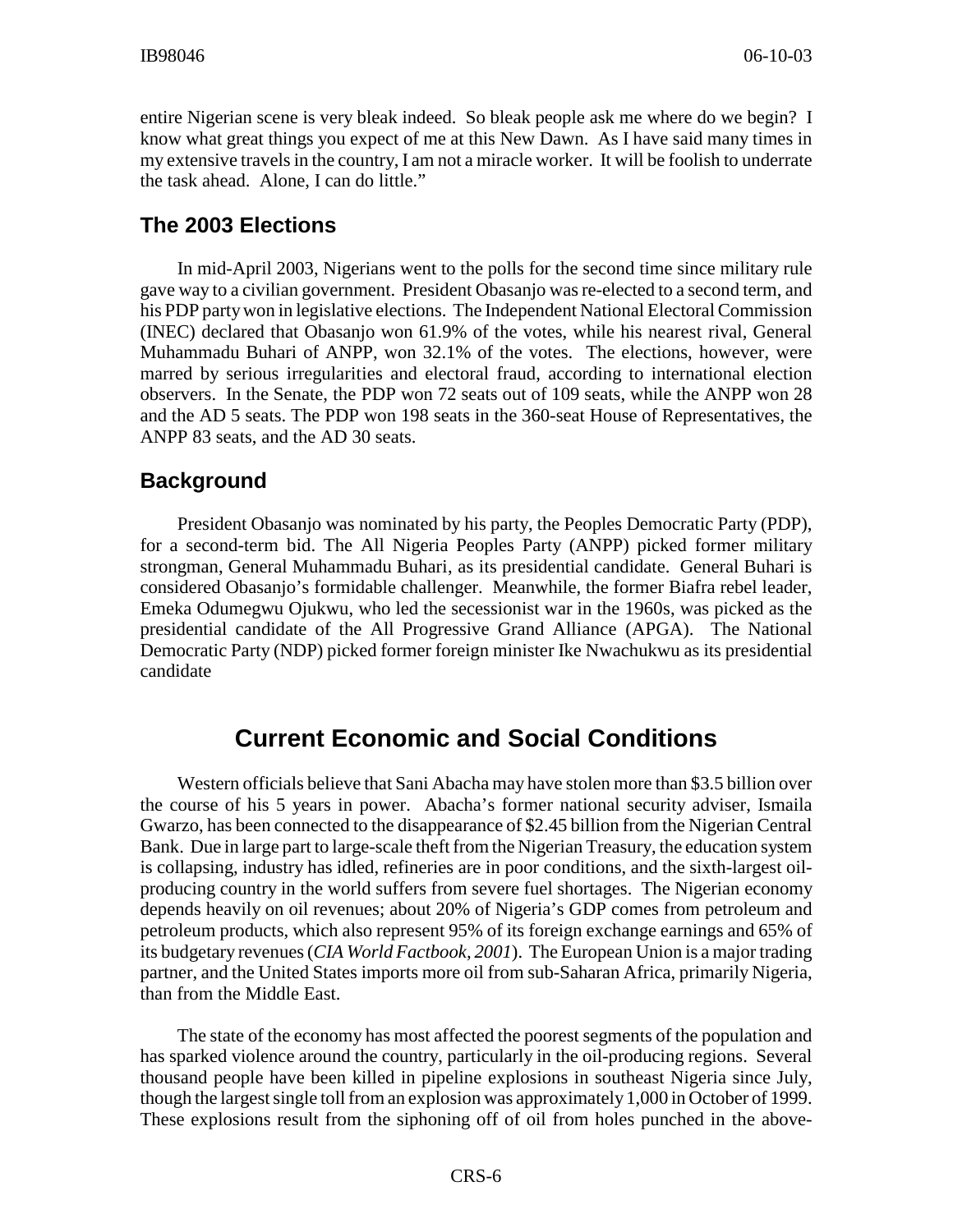entire Nigerian scene is very bleak indeed. So bleak people ask me where do we begin? I know what great things you expect of me at this New Dawn. As I have said many times in my extensive travels in the country, I am not a miracle worker. It will be foolish to underrate the task ahead. Alone, I can do little."

### The 2003 Elections

In mid-April 2003, Nigerians went to the polls for the second time since military rule gave way to a civilian government. President Obasanjo was re-elected to a second term, and his PDP party won in legislative elections. The Independent National Electoral Commission (INEC) declared that Obasanjo won 61.9% of the votes, while his nearest rival, General Muhammadu Buhari of ANPP, won 32.1% of the votes. The elections, however, were marred by serious irregularities and electoral fraud, according to international election observers. In the Senate, the PDP won 72 seats out of 109 seats, while the ANPP won 28 and the AD 5 seats. The PDP won 198 seats in the 360-seat House of Representatives, the ANPP 83 seats, and the AD 30 seats.

### Background

President Obasanjo was nominated by his party, the Peoples Democratic Party (PDP), for a second-term bid. The All Nigeria Peoples Party (ANPP) picked former military strongman, General Muhammadu Buhari, as its presidential candidate. General Buhari is considered Obasanjo's formidable challenger. Meanwhile, the former Biafra rebel leader, Emeka Odumegwu Ojukwu, who led the secessionist war in the 1960s, was picked as the presidential candidate of the All Progressive Grand Alliance (APGA). The National Democratic Party (NDP) picked former foreign minister Ike Nwachukwu as its presidential candidate

## Current Economic and Social Conditions

Western officials believe that Sani Abacha may have stolen more than \$3.5 billion over the course of his 5 years in power. Abacha's former national security adviser, Ismaila Gwarzo, has been connected to the disappearance of \$2.45 billion from the Nigerian Central Bank. Due in large part to large-scale theft from the Nigerian Treasury, the education system is collapsing, industry has idled, refineries are in poor conditions, and the sixth-largest oil-producing country in the world suffers from severe fuel shortages. The Nigerian economy depends heavily on oil revenues; about 20% of Nigeria's GDP comes from petroleum and petroleum products, which also represent 95% of its foreign exchange earnings and 65% of its budgetary revenues (*CIA World Factbook, 2001*). The European Union is a major trading partner, and the United States imports more oil from sub-Saharan Africa, primarily Nigeria, than from the Middle East.

The state of the economy has most affected the poorest segments of the population and has sparked violence around the country, particularly in the oil-producing regions. Several thousand people have been killed in pipeline explosions in southeast Nigeria since July, though the largest single toll from an explosion was approximately 1,000 in October of 1999. These explosions result from the siphoning off of oil from holes punched in the above-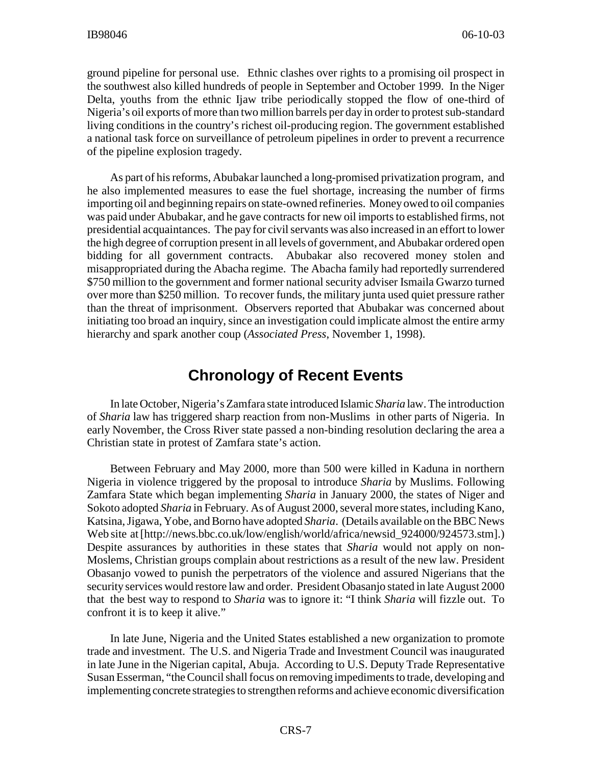ground pipeline for personal use. Ethnic clashes over rights to a promising oil prospect in the southwest also killed hundreds of people in September and October 1999. In the Niger Delta, youths from the ethnic Ijaw tribe periodically stopped the flow of one-third of Nigeria's oil exports of more than two million barrels per day in order to protest sub-standard living conditions in the country's richest oil-producing region. The government established a national task force on surveillance of petroleum pipelines in order to prevent a recurrence of the pipeline explosion tragedy.

As part of his reforms, Abubakar launched a long-promised privatization program, and he also implemented measures to ease the fuel shortage, increasing the number of firms importing oil and beginning repairs on state-owned refineries. Money owed to oil companies was paid under Abubakar, and he gave contracts for new oil imports to established firms, not presidential acquaintances. The pay for civil servants was also increased in an effort to lower the high degree of corruption present in all levels of government, and Abubakar ordered open bidding for all government contracts. Abubakar also recovered money stolen and misappropriated during the Abacha regime. The Abacha family had reportedly surrendered $750 million to the government and former national security adviser Ismaila Gwarzo turned over more than $250 million. To recover funds, the military junta used quiet pressure rather than the threat of imprisonment. Observers reported that Abubakar was concerned about initiating too broad an inquiry, since an investigation could implicate almost the entire army hierarchy and spark another coup (*Associated Press*, November 1, 1998).

## Chronology of Recent Events

In late October, Nigeria's Zamfara state introduced Islamic *Sharia* law. The introduction of *Sharia* law has triggered sharp reaction from non-Muslims in other parts of Nigeria. In early November, the Cross River state passed a non-binding resolution declaring the area a Christian state in protest of Zamfara state's action.

Between February and May 2000, more than 500 were killed in Kaduna in northern Nigeria in violence triggered by the proposal to introduce *Sharia* by Muslims. Following Zamfara State which began implementing *Sharia* in January 2000, the states of Niger and Sokoto adopted *Sharia* in February. As of August 2000, several more states, including Kano, Katsina, Jigawa, Yobe, and Borno have adopted *Sharia*. (Details available on the BBC News Web site at [http://news.bbc.co.uk/low/english/world/africa/newsid_924000/924573.stm].) Despite assurances by authorities in these states that *Sharia* would not apply on non-Moslems, Christian groups complain about restrictions as a result of the new law. President Obasanjo vowed to punish the perpetrators of the violence and assured Nigerians that the security services would restore law and order. President Obasanjo stated in late August 2000 that the best way to respond to *Sharia* was to ignore it: "I think *Sharia* will fizzle out. To confront it is to keep it alive."

In late June, Nigeria and the United States established a new organization to promote trade and investment. The U.S. and Nigeria Trade and Investment Council was inaugurated in late June in the Nigerian capital, Abuja. According to U.S. Deputy Trade Representative Susan Esserman, "the Council shall focus on removing impediments to trade, developing and implementing concrete strategies to strengthen reforms and achieve economic diversification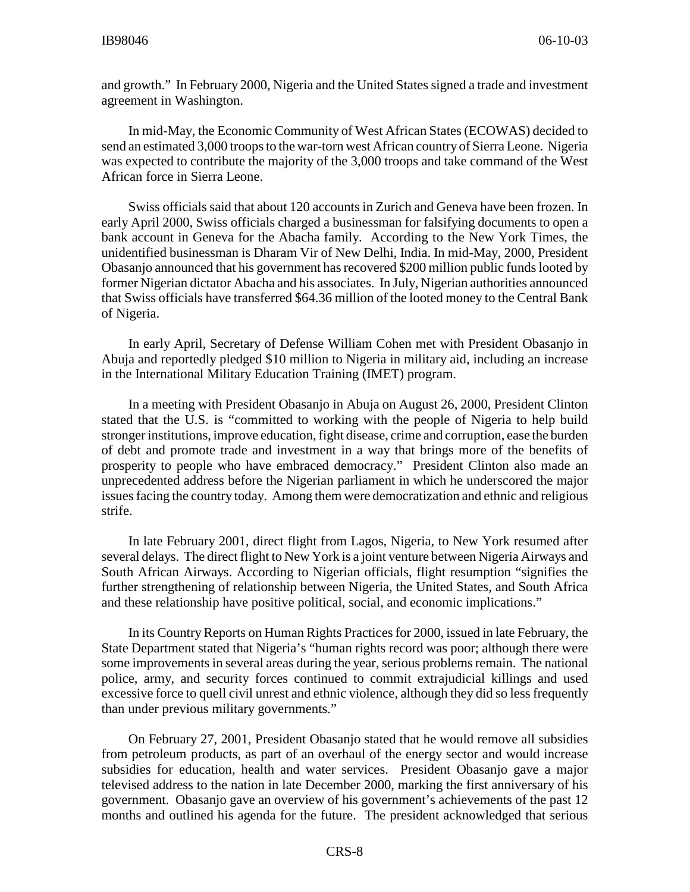and growth." In February 2000, Nigeria and the United States signed a trade and investment agreement in Washington.

In mid-May, the Economic Community of West African States (ECOWAS) decided to send an estimated 3,000 troops to the war-torn west African country of Sierra Leone. Nigeria was expected to contribute the majority of the 3,000 troops and take command of the West African force in Sierra Leone.

Swiss officials said that about 120 accounts in Zurich and Geneva have been frozen. In early April 2000, Swiss officials charged a businessman for falsifying documents to open a bank account in Geneva for the Abacha family. According to the New York Times, the unidentified businessman is Dharam Vir of New Delhi, India. In mid-May, 2000, President Obasanjo announced that his government has recovered $200 million public funds looted by former Nigerian dictator Abacha and his associates. In July, Nigerian authorities announced that Swiss officials have transferred $64.36 million of the looted money to the Central Bank of Nigeria.

In early April, Secretary of Defense William Cohen met with President Obasanjo in Abuja and reportedly pledged $10 million to Nigeria in military aid, including an increase in the International Military Education Training (IMET) program.

In a meeting with President Obasanjo in Abuja on August 26, 2000, President Clinton stated that the U.S. is "committed to working with the people of Nigeria to help build stronger institutions, improve education, fight disease, crime and corruption, ease the burden of debt and promote trade and investment in a way that brings more of the benefits of prosperity to people who have embraced democracy." President Clinton also made an unprecedented address before the Nigerian parliament in which he underscored the major issues facing the country today. Among them were democratization and ethnic and religious strife.

In late February 2001, direct flight from Lagos, Nigeria, to New York resumed after several delays. The direct flight to New York is a joint venture between Nigeria Airways and South African Airways. According to Nigerian officials, flight resumption "signifies the further strengthening of relationship between Nigeria, the United States, and South Africa and these relationship have positive political, social, and economic implications."

In its Country Reports on Human Rights Practices for 2000, issued in late February, the State Department stated that Nigeria's "human rights record was poor; although there were some improvements in several areas during the year, serious problems remain. The national police, army, and security forces continued to commit extrajudicial killings and used excessive force to quell civil unrest and ethnic violence, although they did so less frequently than under previous military governments."

On February 27, 2001, President Obasanjo stated that he would remove all subsidies from petroleum products, as part of an overhaul of the energy sector and would increase subsidies for education, health and water services. President Obasanjo gave a major televised address to the nation in late December 2000, marking the first anniversary of his government. Obasanjo gave an overview of his government's achievements of the past 12 months and outlined his agenda for the future. The president acknowledged that serious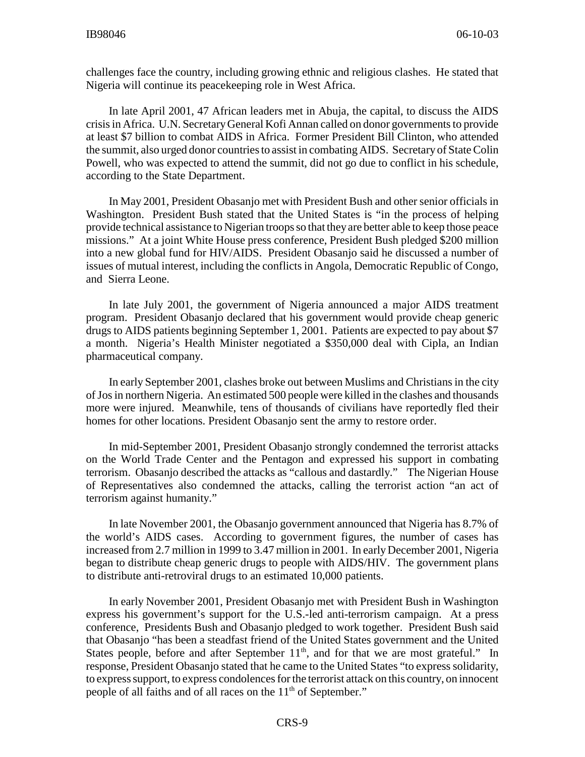challenges face the country, including growing ethnic and religious clashes. He stated that Nigeria will continue its peacekeeping role in West Africa.

In late April 2001, 47 African leaders met in Abuja, the capital, to discuss the AIDS crisis in Africa. U.N. Secretary General Kofi Annan called on donor governments to provide at least $7 billion to combat AIDS in Africa. Former President Bill Clinton, who attended the summit, also urged donor countries to assist in combating AIDS. Secretary of State Colin Powell, who was expected to attend the summit, did not go due to conflict in his schedule, according to the State Department.

In May 2001, President Obasanjo met with President Bush and other senior officials in Washington. President Bush stated that the United States is "in the process of helping provide technical assistance to Nigerian troops so that they are better able to keep those peace missions." At a joint White House press conference, President Bush pledged $200 million into a new global fund for HIV/AIDS. President Obasanjo said he discussed a number of issues of mutual interest, including the conflicts in Angola, Democratic Republic of Congo, and Sierra Leone.

In late July 2001, the government of Nigeria announced a major AIDS treatment program. President Obasanjo declared that his government would provide cheap generic drugs to AIDS patients beginning September 1, 2001. Patients are expected to pay about $7 a month. Nigeria's Health Minister negotiated a $350,000 deal with Cipla, an Indian pharmaceutical company.

In early September 2001, clashes broke out between Muslims and Christians in the city of Jos in northern Nigeria. An estimated 500 people were killed in the clashes and thousands more were injured. Meanwhile, tens of thousands of civilians have reportedly fled their homes for other locations. President Obasanjo sent the army to restore order.

In mid-September 2001, President Obasanjo strongly condemned the terrorist attacks on the World Trade Center and the Pentagon and expressed his support in combating terrorism. Obasanjo described the attacks as "callous and dastardly." The Nigerian House of Representatives also condemned the attacks, calling the terrorist action "an act of terrorism against humanity."

In late November 2001, the Obasanjo government announced that Nigeria has 8.7% of the world's AIDS cases. According to government figures, the number of cases has increased from 2.7 million in 1999 to 3.47 million in 2001. In early December 2001, Nigeria began to distribute cheap generic drugs to people with AIDS/HIV. The government plans to distribute anti-retroviral drugs to an estimated 10,000 patients.

In early November 2001, President Obasanjo met with President Bush in Washington express his government's support for the U.S.-led anti-terrorism campaign. At a press conference, Presidents Bush and Obasanjo pledged to work together. President Bush said that Obasanjo "has been a steadfast friend of the United States government and the United States people, before and after September 11th, and for that we are most grateful." In response, President Obasanjo stated that he came to the United States "to express solidarity, to express support, to express condolences for the terrorist attack on this country, on innocent people of all faiths and of all races on the 11th of September."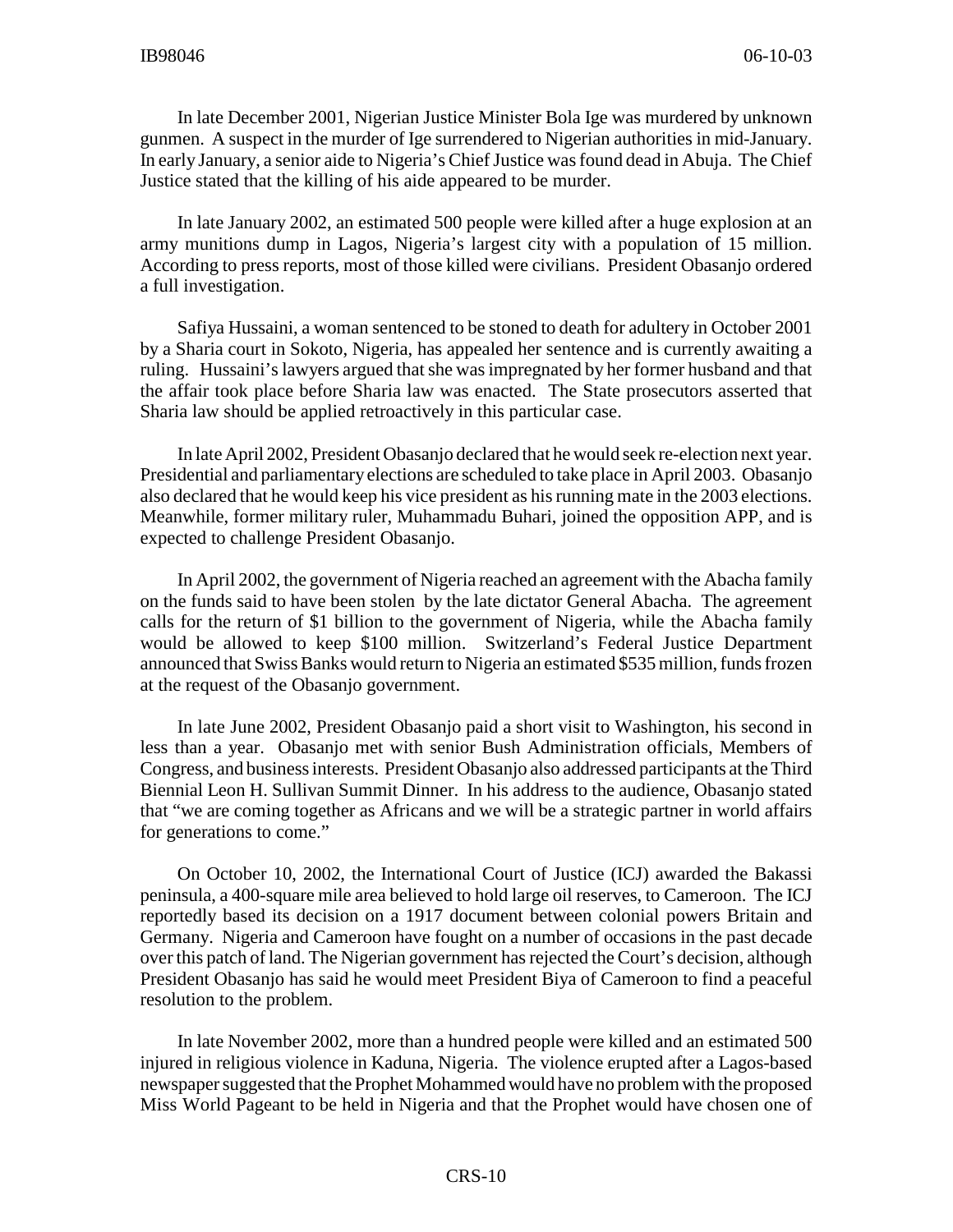In late December 2001, Nigerian Justice Minister Bola Ige was murdered by unknown gunmen. A suspect in the murder of Ige surrendered to Nigerian authorities in mid-January. In early January, a senior aide to Nigeria's Chief Justice was found dead in Abuja. The Chief Justice stated that the killing of his aide appeared to be murder.

In late January 2002, an estimated 500 people were killed after a huge explosion at an army munitions dump in Lagos, Nigeria's largest city with a population of 15 million. According to press reports, most of those killed were civilians. President Obasanjo ordered a full investigation.

Safiya Hussaini, a woman sentenced to be stoned to death for adultery in October 2001 by a Sharia court in Sokoto, Nigeria, has appealed her sentence and is currently awaiting a ruling. Hussaini's lawyers argued that she was impregnated by her former husband and that the affair took place before Sharia law was enacted. The State prosecutors asserted that Sharia law should be applied retroactively in this particular case.

In late April 2002, President Obasanjo declared that he would seek re-election next year. Presidential and parliamentary elections are scheduled to take place in April 2003. Obasanjo also declared that he would keep his vice president as his running mate in the 2003 elections. Meanwhile, former military ruler, Muhammadu Buhari, joined the opposition APP, and is expected to challenge President Obasanjo.

In April 2002, the government of Nigeria reached an agreement with the Abacha family on the funds said to have been stolen by the late dictator General Abacha. The agreement calls for the return of $1 billion to the government of Nigeria, while the Abacha family would be allowed to keep $100 million. Switzerland's Federal Justice Department announced that Swiss Banks would return to Nigeria an estimated $535 million, funds frozen at the request of the Obasanjo government.

In late June 2002, President Obasanjo paid a short visit to Washington, his second in less than a year. Obasanjo met with senior Bush Administration officials, Members of Congress, and business interests. President Obasanjo also addressed participants at the Third Biennial Leon H. Sullivan Summit Dinner. In his address to the audience, Obasanjo stated that "we are coming together as Africans and we will be a strategic partner in world affairs for generations to come."

On October 10, 2002, the International Court of Justice (ICJ) awarded the Bakassi peninsula, a 400-square mile area believed to hold large oil reserves, to Cameroon. The ICJ reportedly based its decision on a 1917 document between colonial powers Britain and Germany. Nigeria and Cameroon have fought on a number of occasions in the past decade over this patch of land. The Nigerian government has rejected the Court's decision, although President Obasanjo has said he would meet President Biya of Cameroon to find a peaceful resolution to the problem.

In late November 2002, more than a hundred people were killed and an estimated 500 injured in religious violence in Kaduna, Nigeria. The violence erupted after a Lagos-based newspaper suggested that the Prophet Mohammed would have no problem with the proposed Miss World Pageant to be held in Nigeria and that the Prophet would have chosen one of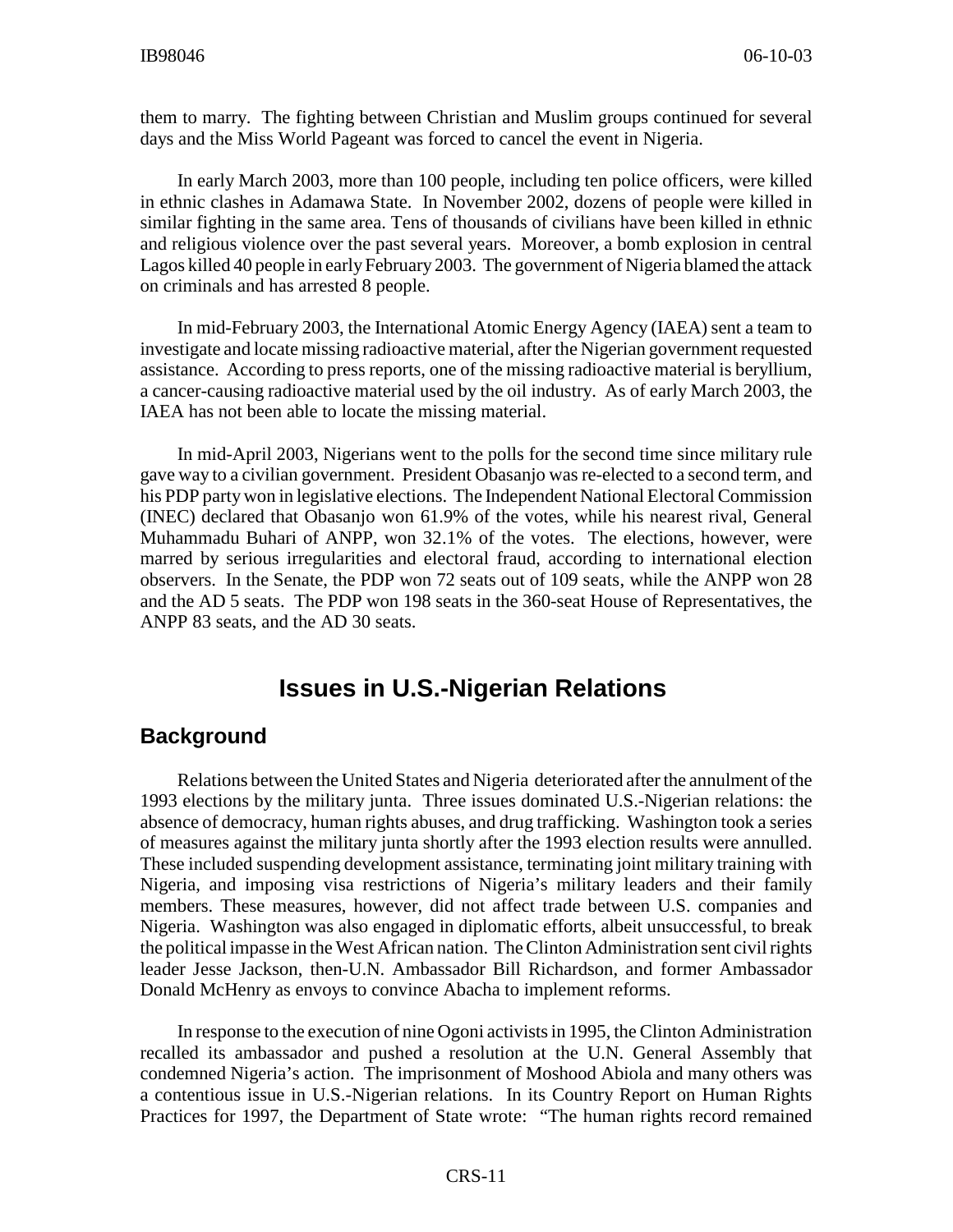them to marry. The fighting between Christian and Muslim groups continued for several days and the Miss World Pageant was forced to cancel the event in Nigeria.

In early March 2003, more than 100 people, including ten police officers, were killed in ethnic clashes in Adamawa State. In November 2002, dozens of people were killed in similar fighting in the same area. Tens of thousands of civilians have been killed in ethnic and religious violence over the past several years. Moreover, a bomb explosion in central Lagos killed 40 people in early February 2003. The government of Nigeria blamed the attack on criminals and has arrested 8 people.

In mid-February 2003, the International Atomic Energy Agency (IAEA) sent a team to investigate and locate missing radioactive material, after the Nigerian government requested assistance. According to press reports, one of the missing radioactive material is beryllium, a cancer-causing radioactive material used by the oil industry. As of early March 2003, the IAEA has not been able to locate the missing material.

In mid-April 2003, Nigerians went to the polls for the second time since military rule gave way to a civilian government. President Obasanjo was re-elected to a second term, and his PDP party won in legislative elections. The Independent National Electoral Commission (INEC) declared that Obasanjo won 61.9% of the votes, while his nearest rival, General Muhammadu Buhari of ANPP, won 32.1% of the votes. The elections, however, were marred by serious irregularities and electoral fraud, according to international election observers. In the Senate, the PDP won 72 seats out of 109 seats, while the ANPP won 28 and the AD 5 seats. The PDP won 198 seats in the 360-seat House of Representatives, the ANPP 83 seats, and the AD 30 seats.

# Issues in U.S.-Nigerian Relations

## Background

Relations between the United States and Nigeria deteriorated after the annulment of the 1993 elections by the military junta. Three issues dominated U.S.-Nigerian relations: the absence of democracy, human rights abuses, and drug trafficking. Washington took a series of measures against the military junta shortly after the 1993 election results were annulled. These included suspending development assistance, terminating joint military training with Nigeria, and imposing visa restrictions of Nigeria's military leaders and their family members. These measures, however, did not affect trade between U.S. companies and Nigeria. Washington was also engaged in diplomatic efforts, albeit unsuccessful, to break the political impasse in the West African nation. The Clinton Administration sent civil rights leader Jesse Jackson, then-U.N. Ambassador Bill Richardson, and former Ambassador Donald McHenry as envoys to convince Abacha to implement reforms.

In response to the execution of nine Ogoni activists in 1995, the Clinton Administration recalled its ambassador and pushed a resolution at the U.N. General Assembly that condemned Nigeria's action. The imprisonment of Moshood Abiola and many others was a contentious issue in U.S.-Nigerian relations. In its Country Report on Human Rights Practices for 1997, the Department of State wrote: "The human rights record remained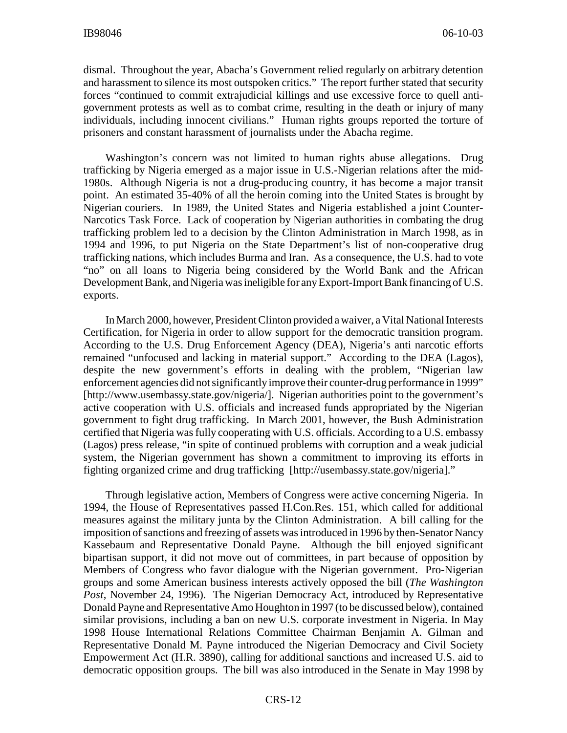dismal. Throughout the year, Abacha's Government relied regularly on arbitrary detention and harassment to silence its most outspoken critics." The report further stated that security forces "continued to commit extrajudicial killings and use excessive force to quell anti-government protests as well as to combat crime, resulting in the death or injury of many individuals, including innocent civilians." Human rights groups reported the torture of prisoners and constant harassment of journalists under the Abacha regime.

Washington's concern was not limited to human rights abuse allegations. Drug trafficking by Nigeria emerged as a major issue in U.S.-Nigerian relations after the mid-1980s. Although Nigeria is not a drug-producing country, it has become a major transit point. An estimated 35-40% of all the heroin coming into the United States is brought by Nigerian couriers. In 1989, the United States and Nigeria established a joint Counter-Narcotics Task Force. Lack of cooperation by Nigerian authorities in combating the drug trafficking problem led to a decision by the Clinton Administration in March 1998, as in 1994 and 1996, to put Nigeria on the State Department's list of non-cooperative drug trafficking nations, which includes Burma and Iran. As a consequence, the U.S. had to vote "no" on all loans to Nigeria being considered by the World Bank and the African Development Bank, and Nigeria was ineligible for any Export-Import Bank financing of U.S. exports.

In March 2000, however, President Clinton provided a waiver, a Vital National Interests Certification, for Nigeria in order to allow support for the democratic transition program. According to the U.S. Drug Enforcement Agency (DEA), Nigeria's anti narcotic efforts remained "unfocused and lacking in material support." According to the DEA (Lagos), despite the new government's efforts in dealing with the problem, "Nigerian law enforcement agencies did not significantly improve their counter-drug performance in 1999" [http://www.usembassy.state.gov/nigeria/]. Nigerian authorities point to the government's active cooperation with U.S. officials and increased funds appropriated by the Nigerian government to fight drug trafficking. In March 2001, however, the Bush Administration certified that Nigeria was fully cooperating with U.S. officials. According to a U.S. embassy (Lagos) press release, "in spite of continued problems with corruption and a weak judicial system, the Nigerian government has shown a commitment to improving its efforts in fighting organized crime and drug trafficking [http://usembassy.state.gov/nigeria]."

Through legislative action, Members of Congress were active concerning Nigeria. In 1994, the House of Representatives passed H.Con.Res. 151, which called for additional measures against the military junta by the Clinton Administration. A bill calling for the imposition of sanctions and freezing of assets was introduced in 1996 by then-Senator Nancy Kassebaum and Representative Donald Payne. Although the bill enjoyed significant bipartisan support, it did not move out of committees, in part because of opposition by Members of Congress who favor dialogue with the Nigerian government. Pro-Nigerian groups and some American business interests actively opposed the bill (*The Washington Post*, November 24, 1996). The Nigerian Democracy Act, introduced by Representative Donald Payne and Representative Amo Houghton in 1997 (to be discussed below), contained similar provisions, including a ban on new U.S. corporate investment in Nigeria. In May 1998 House International Relations Committee Chairman Benjamin A. Gilman and Representative Donald M. Payne introduced the Nigerian Democracy and Civil Society Empowerment Act (H.R. 3890), calling for additional sanctions and increased U.S. aid to democratic opposition groups. The bill was also introduced in the Senate in May 1998 by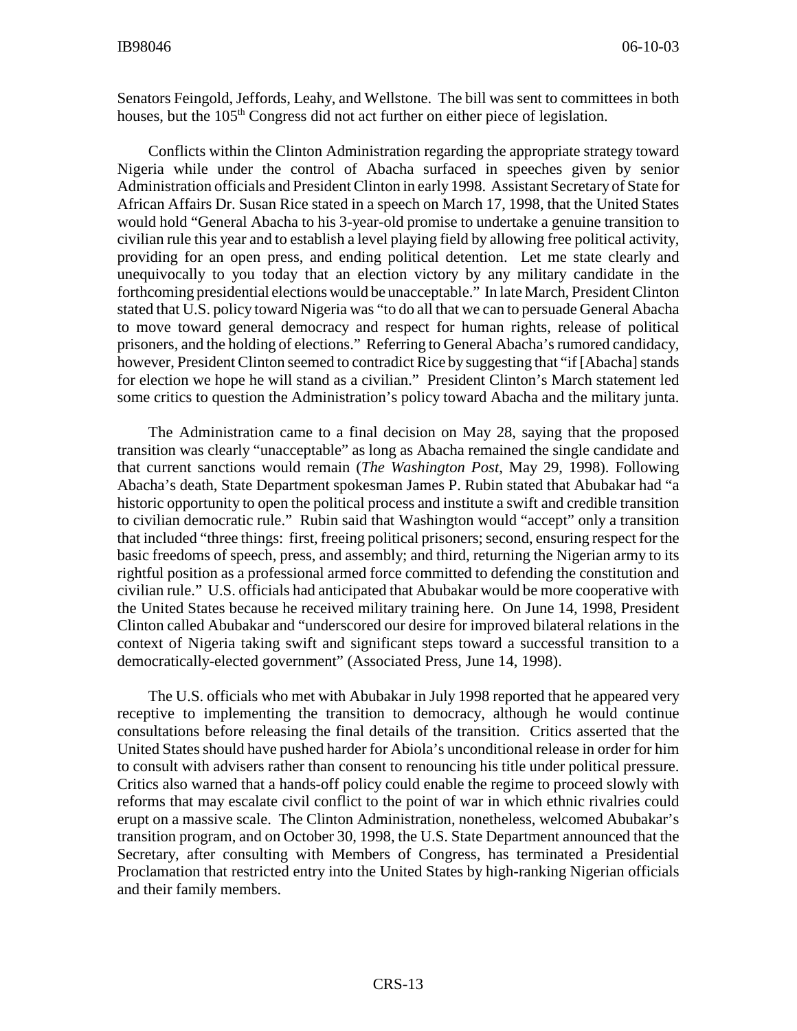Senators Feingold, Jeffords, Leahy, and Wellstone. The bill was sent to committees in both houses, but the 105th Congress did not act further on either piece of legislation.

Conflicts within the Clinton Administration regarding the appropriate strategy toward Nigeria while under the control of Abacha surfaced in speeches given by senior Administration officials and President Clinton in early 1998. Assistant Secretary of State for African Affairs Dr. Susan Rice stated in a speech on March 17, 1998, that the United States would hold "General Abacha to his 3-year-old promise to undertake a genuine transition to civilian rule this year and to establish a level playing field by allowing free political activity, providing for an open press, and ending political detention. Let me state clearly and unequivocally to you today that an election victory by any military candidate in the forthcoming presidential elections would be unacceptable." In late March, President Clinton stated that U.S. policy toward Nigeria was "to do all that we can to persuade General Abacha to move toward general democracy and respect for human rights, release of political prisoners, and the holding of elections." Referring to General Abacha's rumored candidacy, however, President Clinton seemed to contradict Rice by suggesting that "if [Abacha] stands for election we hope he will stand as a civilian." President Clinton's March statement led some critics to question the Administration's policy toward Abacha and the military junta.

The Administration came to a final decision on May 28, saying that the proposed transition was clearly "unacceptable" as long as Abacha remained the single candidate and that current sanctions would remain (*The Washington Post*, May 29, 1998). Following Abacha's death, State Department spokesman James P. Rubin stated that Abubakar had "a historic opportunity to open the political process and institute a swift and credible transition to civilian democratic rule." Rubin said that Washington would "accept" only a transition that included "three things: first, freeing political prisoners; second, ensuring respect for the basic freedoms of speech, press, and assembly; and third, returning the Nigerian army to its rightful position as a professional armed force committed to defending the constitution and civilian rule." U.S. officials had anticipated that Abubakar would be more cooperative with the United States because he received military training here. On June 14, 1998, President Clinton called Abubakar and "underscored our desire for improved bilateral relations in the context of Nigeria taking swift and significant steps toward a successful transition to a democratically-elected government" (Associated Press, June 14, 1998).

The U.S. officials who met with Abubakar in July 1998 reported that he appeared very receptive to implementing the transition to democracy, although he would continue consultations before releasing the final details of the transition. Critics asserted that the United States should have pushed harder for Abiola's unconditional release in order for him to consult with advisers rather than consent to renouncing his title under political pressure. Critics also warned that a hands-off policy could enable the regime to proceed slowly with reforms that may escalate civil conflict to the point of war in which ethnic rivalries could erupt on a massive scale. The Clinton Administration, nonetheless, welcomed Abubakar's transition program, and on October 30, 1998, the U.S. State Department announced that the Secretary, after consulting with Members of Congress, has terminated a Presidential Proclamation that restricted entry into the United States by high-ranking Nigerian officials and their family members.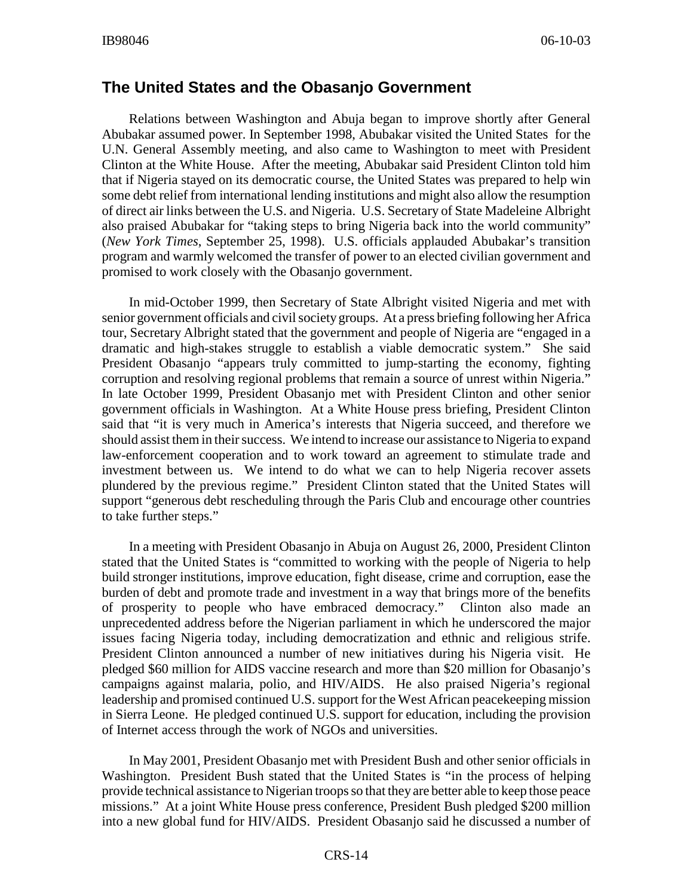## The United States and the Obasanjo Government

Relations between Washington and Abuja began to improve shortly after General Abubakar assumed power. In September 1998, Abubakar visited the United States for the U.N. General Assembly meeting, and also came to Washington to meet with President Clinton at the White House. After the meeting, Abubakar said President Clinton told him that if Nigeria stayed on its democratic course, the United States was prepared to help win some debt relief from international lending institutions and might also allow the resumption of direct air links between the U.S. and Nigeria. U.S. Secretary of State Madeleine Albright also praised Abubakar for "taking steps to bring Nigeria back into the world community" (*New York Times*, September 25, 1998). U.S. officials applauded Abubakar's transition program and warmly welcomed the transfer of power to an elected civilian government and promised to work closely with the Obasanjo government.

In mid-October 1999, then Secretary of State Albright visited Nigeria and met with senior government officials and civil society groups. At a press briefing following her Africa tour, Secretary Albright stated that the government and people of Nigeria are "engaged in a dramatic and high-stakes struggle to establish a viable democratic system." She said President Obasanjo "appears truly committed to jump-starting the economy, fighting corruption and resolving regional problems that remain a source of unrest within Nigeria." In late October 1999, President Obasanjo met with President Clinton and other senior government officials in Washington. At a White House press briefing, President Clinton said that "it is very much in America's interests that Nigeria succeed, and therefore we should assist them in their success. We intend to increase our assistance to Nigeria to expand law-enforcement cooperation and to work toward an agreement to stimulate trade and investment between us. We intend to do what we can to help Nigeria recover assets plundered by the previous regime." President Clinton stated that the United States will support "generous debt rescheduling through the Paris Club and encourage other countries to take further steps."

In a meeting with President Obasanjo in Abuja on August 26, 2000, President Clinton stated that the United States is "committed to working with the people of Nigeria to help build stronger institutions, improve education, fight disease, crime and corruption, ease the burden of debt and promote trade and investment in a way that brings more of the benefits of prosperity to people who have embraced democracy." Clinton also made an unprecedented address before the Nigerian parliament in which he underscored the major issues facing Nigeria today, including democratization and ethnic and religious strife. President Clinton announced a number of new initiatives during his Nigeria visit. He pledged $60 million for AIDS vaccine research and more than $20 million for Obasanjo's campaigns against malaria, polio, and HIV/AIDS. He also praised Nigeria's regional leadership and promised continued U.S. support for the West African peacekeeping mission in Sierra Leone. He pledged continued U.S. support for education, including the provision of Internet access through the work of NGOs and universities.

In May 2001, President Obasanjo met with President Bush and other senior officials in Washington. President Bush stated that the United States is "in the process of helping provide technical assistance to Nigerian troops so that they are better able to keep those peace missions." At a joint White House press conference, President Bush pledged $200 million into a new global fund for HIV/AIDS. President Obasanjo said he discussed a number of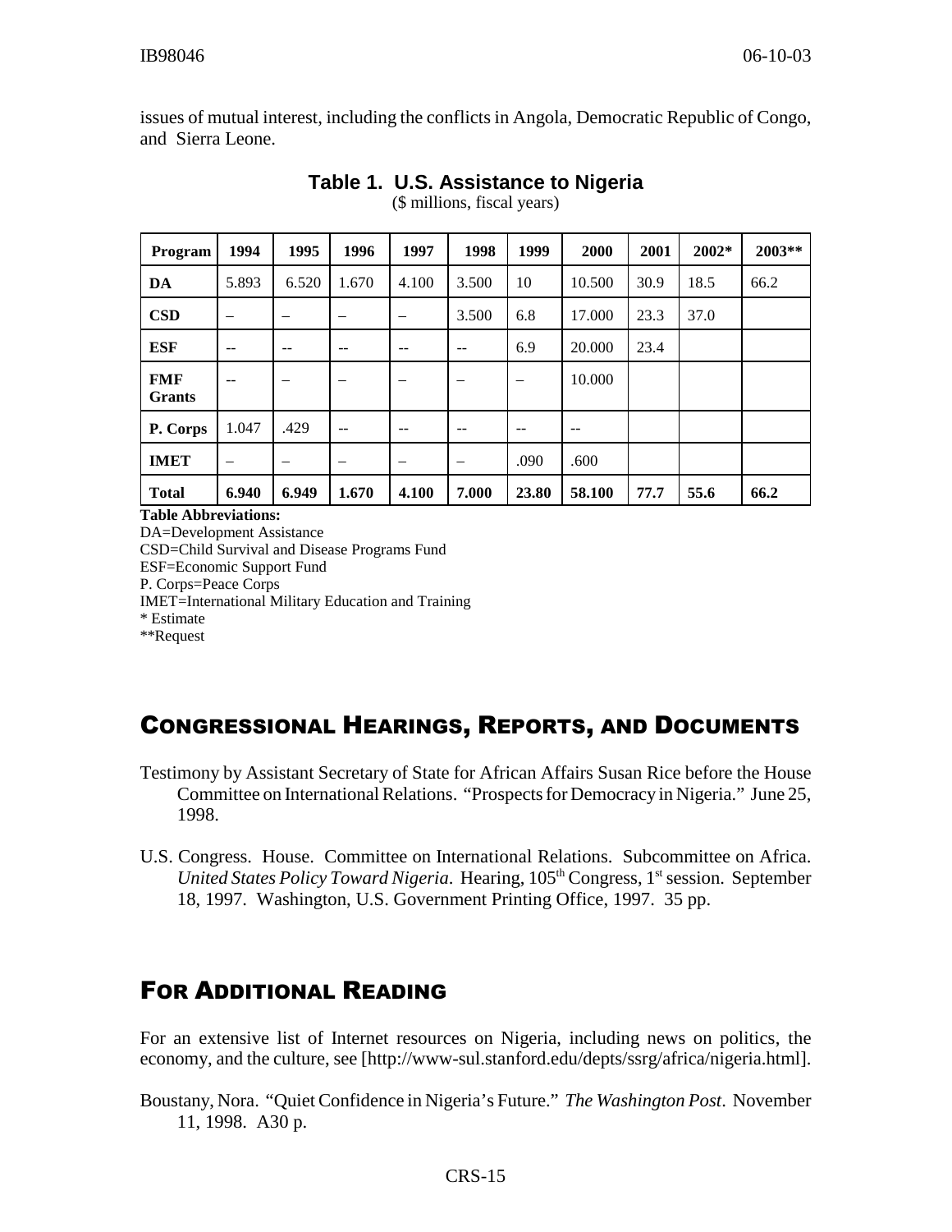issues of mutual interest, including the conflicts in Angola, Democratic Republic of Congo, and Sierra Leone.

**Table 1. U.S. Assistance to Nigeria**
($ millions, fiscal years)

| Program | 1994 | 1995 | 1996 | 1997 | 1998 | 1999 | 2000 | 2001 | 2002* | 2003** |
|---|---|---|---|---|---|---|---|---|---|---|
| **DA** | 5.893 | 6.520 | 1.670 | 4.100 | 3.500 | 10 | 10.500 | 30.9 | 18.5 | 66.2 |
| **CSD** | – | – | – | – | 3.500 | 6.8 | 17.000 | 23.3 | 37.0 | |
| **ESF** | -- | -- | -- | -- | -- | 6.9 | 20.000 | 23.4 | | |
| **FMF Grants** | -- | – | – | – | – | – | 10.000 | | | |
| **P. Corps** | 1.047 | .429 | -- | -- | -- | -- | -- | | | |
| **IMET** | – | – | – | – | – | .090 | .600 | | | |
| **Total** | **6.940** | **6.949** | **1.670** | **4.100** | **7.000** | **23.80** | **58.100** | **77.7** | **55.6** | **66.2** |

**Table Abbreviations:**
DA=Development Assistance
CSD=Child Survival and Disease Programs Fund
ESF=Economic Support Fund
P. Corps=Peace Corps
IMET=International Military Education and Training
* Estimate
**Request

## Congressional Hearings, Reports, and Documents

Testimony by Assistant Secretary of State for African Affairs Susan Rice before the House Committee on International Relations. "Prospects for Democracy in Nigeria." June 25, 1998.

U.S. Congress. House. Committee on International Relations. Subcommittee on Africa. *United States Policy Toward Nigeria*. Hearing, 105th Congress, 1st session. September 18, 1997. Washington, U.S. Government Printing Office, 1997. 35 pp.

## For Additional Reading

For an extensive list of Internet resources on Nigeria, including news on politics, the economy, and the culture, see [http://www-sul.stanford.edu/depts/ssrg/africa/nigeria.html].

Boustany, Nora. "Quiet Confidence in Nigeria's Future." *The Washington Post*. November 11, 1998. A30 p.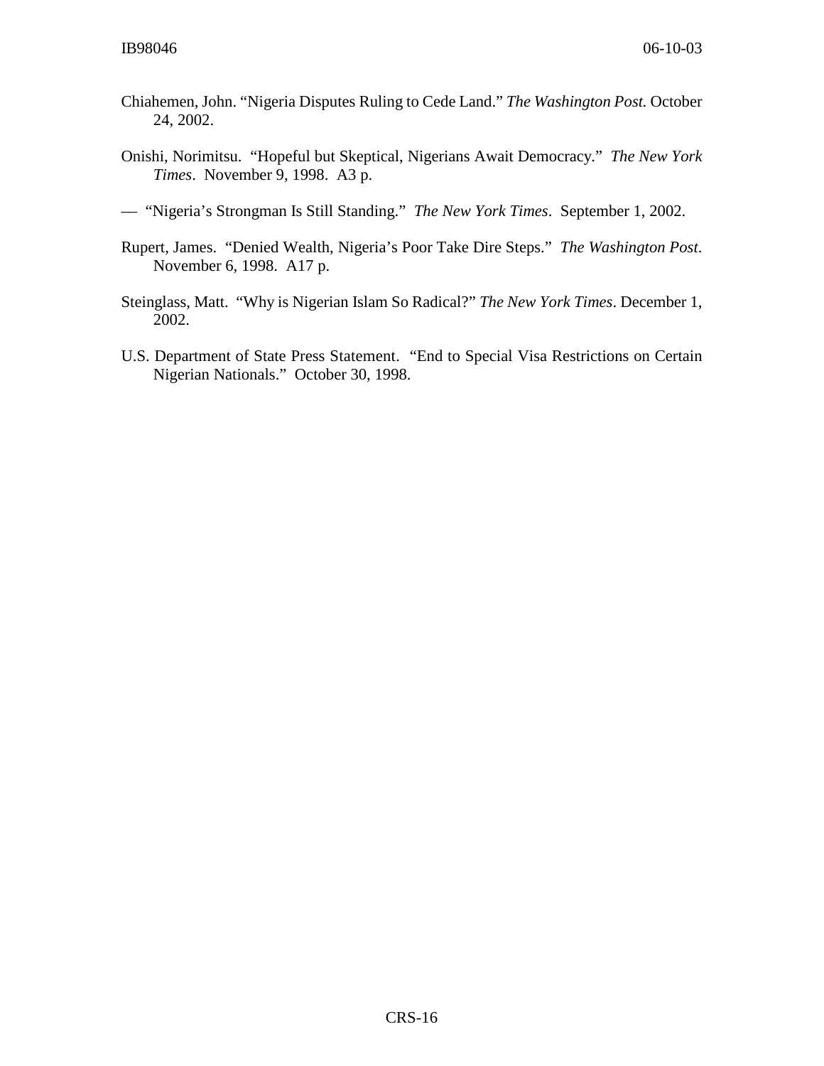Chiahemen, John. "Nigeria Disputes Ruling to Cede Land." *The Washington Post.* October 24, 2002.

Onishi, Norimitsu. "Hopeful but Skeptical, Nigerians Await Democracy." *The New York Times*. November 9, 1998. A3 p.

— "Nigeria's Strongman Is Still Standing." *The New York Times*. September 1, 2002.

Rupert, James. "Denied Wealth, Nigeria's Poor Take Dire Steps." *The Washington Post*. November 6, 1998. A17 p.

Steinglass, Matt. "Why is Nigerian Islam So Radical?" *The New York Times*. December 1, 2002.

U.S. Department of State Press Statement. "End to Special Visa Restrictions on Certain Nigerian Nationals." October 30, 1998.